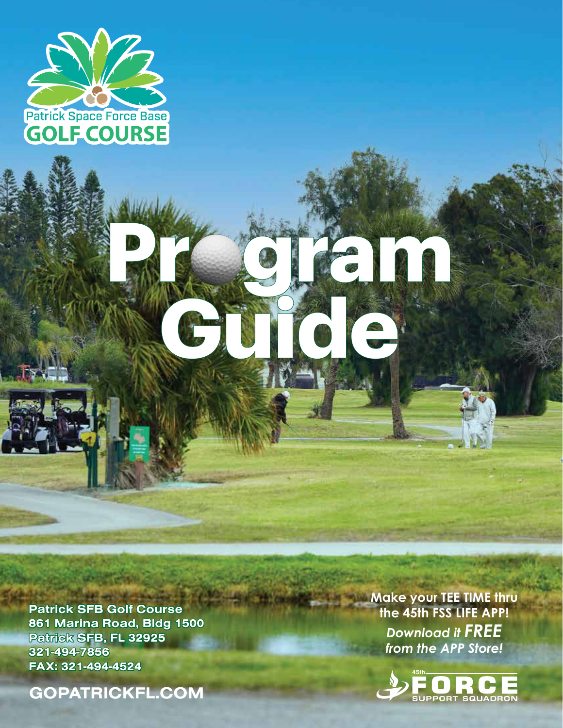Patrick Space Force Base
**GOLF COURSE**

# Program Guide

**Patrick SFB Golf Course**
**861 Marina Road, Bldg 1500**
**Patrick SFB, FL 32925**
**321-494-7856**
**FAX: 321-494-4524**

**GOPATRICKFL.COM**

**Make your TEE TIME thru the 45th FSS LIFE APP!**
***Download it FREE from the APP Store!***

45th FORCE SUPPORT SQUADRON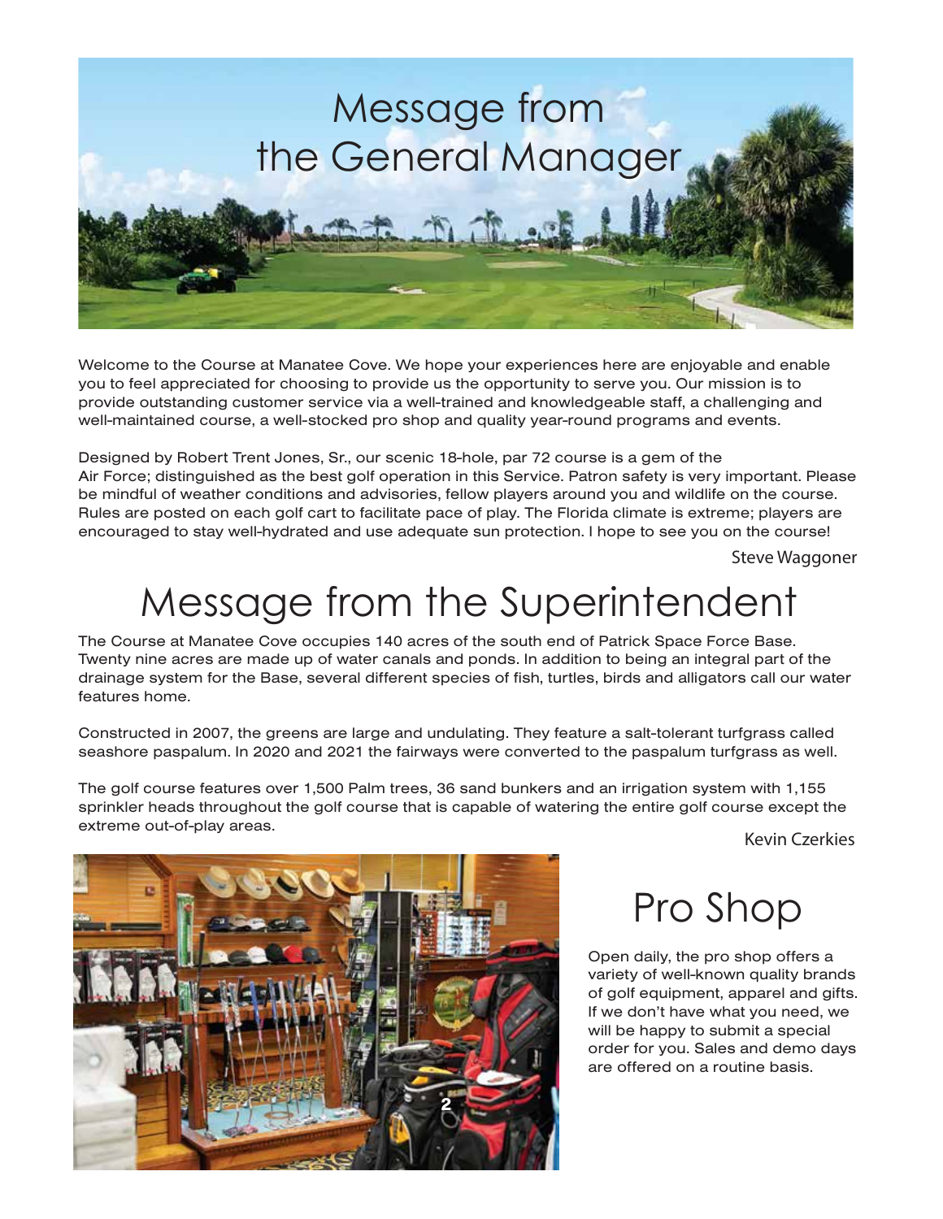# Message from the General Manager

Welcome to the Course at Manatee Cove. We hope your experiences here are enjoyable and enable you to feel appreciated for choosing to provide us the opportunity to serve you. Our mission is to provide outstanding customer service via a well-trained and knowledgeable staff, a challenging and well-maintained course, a well-stocked pro shop and quality year-round programs and events.

Designed by Robert Trent Jones, Sr., our scenic 18-hole, par 72 course is a gem of the Air Force; distinguished as the best golf operation in this Service. Patron safety is very important. Please be mindful of weather conditions and advisories, fellow players around you and wildlife on the course. Rules are posted on each golf cart to facilitate pace of play. The Florida climate is extreme; players are encouraged to stay well-hydrated and use adequate sun protection. I hope to see you on the course!

Steve Waggoner

# Message from the Superintendent

The Course at Manatee Cove occupies 140 acres of the south end of Patrick Space Force Base. Twenty nine acres are made up of water canals and ponds. In addition to being an integral part of the drainage system for the Base, several different species of fish, turtles, birds and alligators call our water features home.

Constructed in 2007, the greens are large and undulating. They feature a salt-tolerant turfgrass called seashore paspalum. In 2020 and 2021 the fairways were converted to the paspalum turfgrass as well.

The golf course features over 1,500 Palm trees, 36 sand bunkers and an irrigation system with 1,155 sprinkler heads throughout the golf course that is capable of watering the entire golf course except the extreme out-of-play areas.

Kevin Czerkies

# Pro Shop

Open daily, the pro shop offers a variety of well-known quality brands of golf equipment, apparel and gifts. If we don't have what you need, we will be happy to submit a special order for you. Sales and demo days are offered on a routine basis.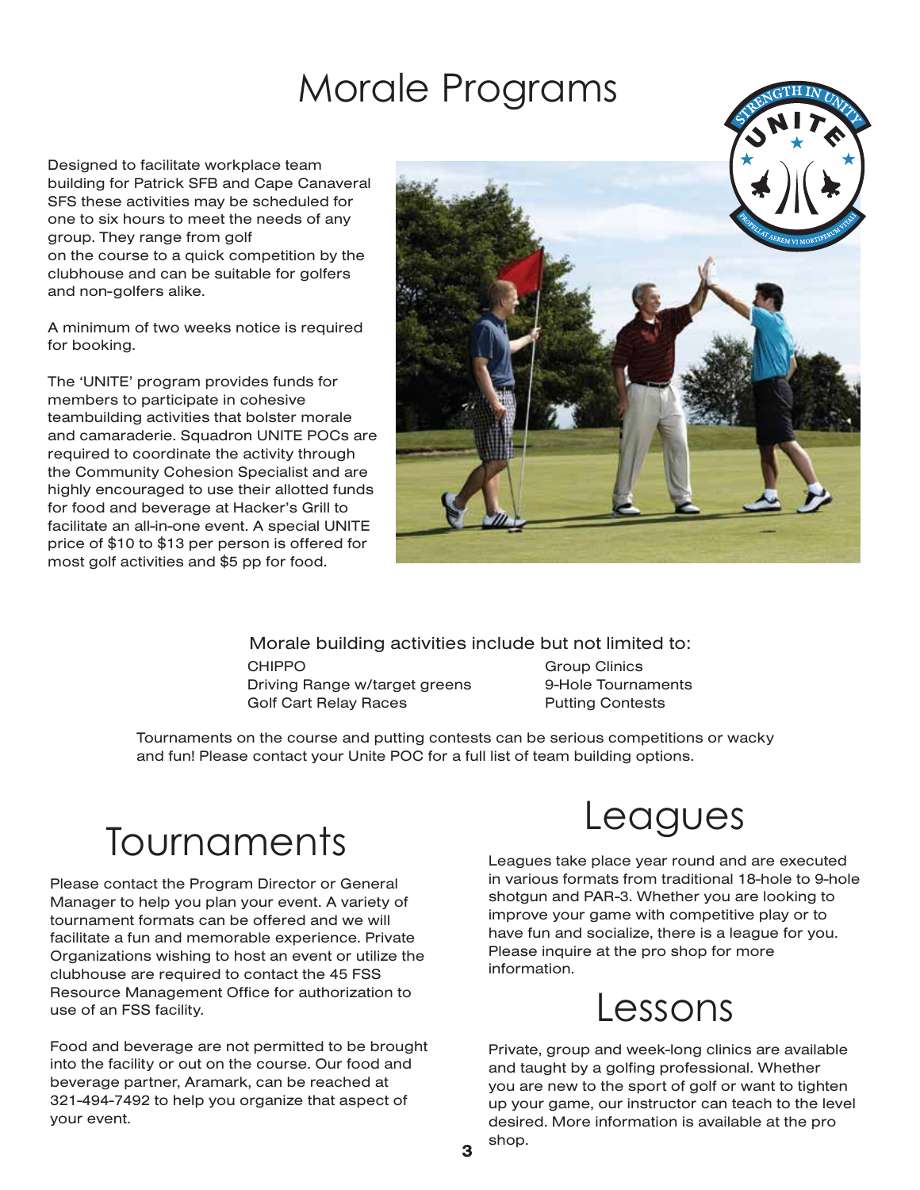# Morale Programs

Designed to facilitate workplace team building for Patrick SFB and Cape Canaveral SFS these activities may be scheduled for one to six hours to meet the needs of any group. They range from golf on the course to a quick competition by the clubhouse and can be suitable for golfers and non-golfers alike.

A minimum of two weeks notice is required for booking.

The 'UNITE' program provides funds for members to participate in cohesive teambuilding activities that bolster morale and camaraderie. Squadron UNITE POCs are required to coordinate the activity through the Community Cohesion Specialist and are highly encouraged to use their allotted funds for food and beverage at Hacker's Grill to facilitate an all-in-one event. A special UNITE price of $10 to $13 per person is offered for most golf activities and $5 pp for food.

Morale building activities include but not limited to:

- CHIPPO
- Driving Range w/target greens
- Golf Cart Relay Races
- Group Clinics
- 9-Hole Tournaments
- Putting Contests

Tournaments on the course and putting contests can be serious competitions or wacky and fun! Please contact your Unite POC for a full list of team building options.

# Tournaments

Please contact the Program Director or General Manager to help you plan your event. A variety of tournament formats can be offered and we will facilitate a fun and memorable experience. Private Organizations wishing to host an event or utilize the clubhouse are required to contact the 45 FSS Resource Management Office for authorization to use of an FSS facility.

Food and beverage are not permitted to be brought into the facility or out on the course. Our food and beverage partner, Aramark, can be reached at 321-494-7492 to help you organize that aspect of your event.

# Leagues

Leagues take place year round and are executed in various formats from traditional 18-hole to 9-hole shotgun and PAR-3. Whether you are looking to improve your game with competitive play or to have fun and socialize, there is a league for you. Please inquire at the pro shop for more information.

# Lessons

Private, group and week-long clinics are available and taught by a golfing professional. Whether you are new to the sport of golf or want to tighten up your game, our instructor can teach to the level desired. More information is available at the pro shop.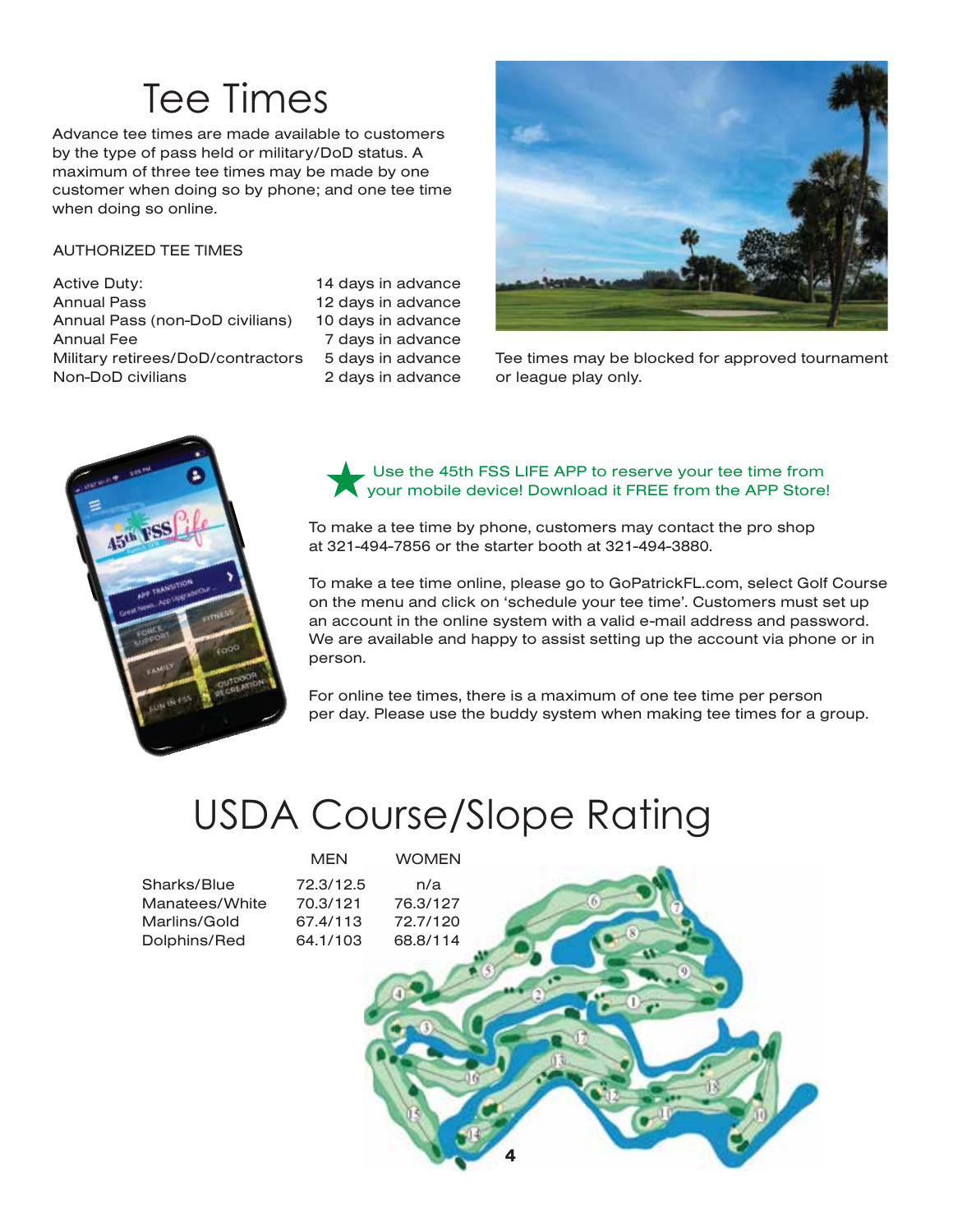# Tee Times

Advance tee times are made available to customers by the type of pass held or military/DoD status. A maximum of three tee times may be made by one customer when doing so by phone; and one tee time when doing so online.

AUTHORIZED TEE TIMES

| | |
|---|---|
| Active Duty: | 14 days in advance |
| Annual Pass | 12 days in advance |
| Annual Pass (non-DoD civilians) | 10 days in advance |
| Annual Fee | 7 days in advance |
| Military retirees/DoD/contractors | 5 days in advance |
| Non-DoD civilians | 2 days in advance |

Tee times may be blocked for approved tournament or league play only.

★ Use the 45th FSS LIFE APP to reserve your tee time from your mobile device! Download it FREE from the APP Store!

To make a tee time by phone, customers may contact the pro shop at 321-494-7856 or the starter booth at 321-494-3880.

To make a tee time online, please go to GoPatrickFL.com, select Golf Course on the menu and click on 'schedule your tee time'. Customers must set up an account in the online system with a valid e-mail address and password. We are available and happy to assist setting up the account via phone or in person.

For online tee times, there is a maximum of one tee time per person per day. Please use the buddy system when making tee times for a group.

# USDA Course/Slope Rating

| | MEN | WOMEN |
|---|---|---|
| Sharks/Blue | 72.3/12.5 | n/a |
| Manatees/White | 70.3/121 | 76.3/127 |
| Marlins/Gold | 67.4/113 | 72.7/120 |
| Dolphins/Red | 64.1/103 | 68.8/114 |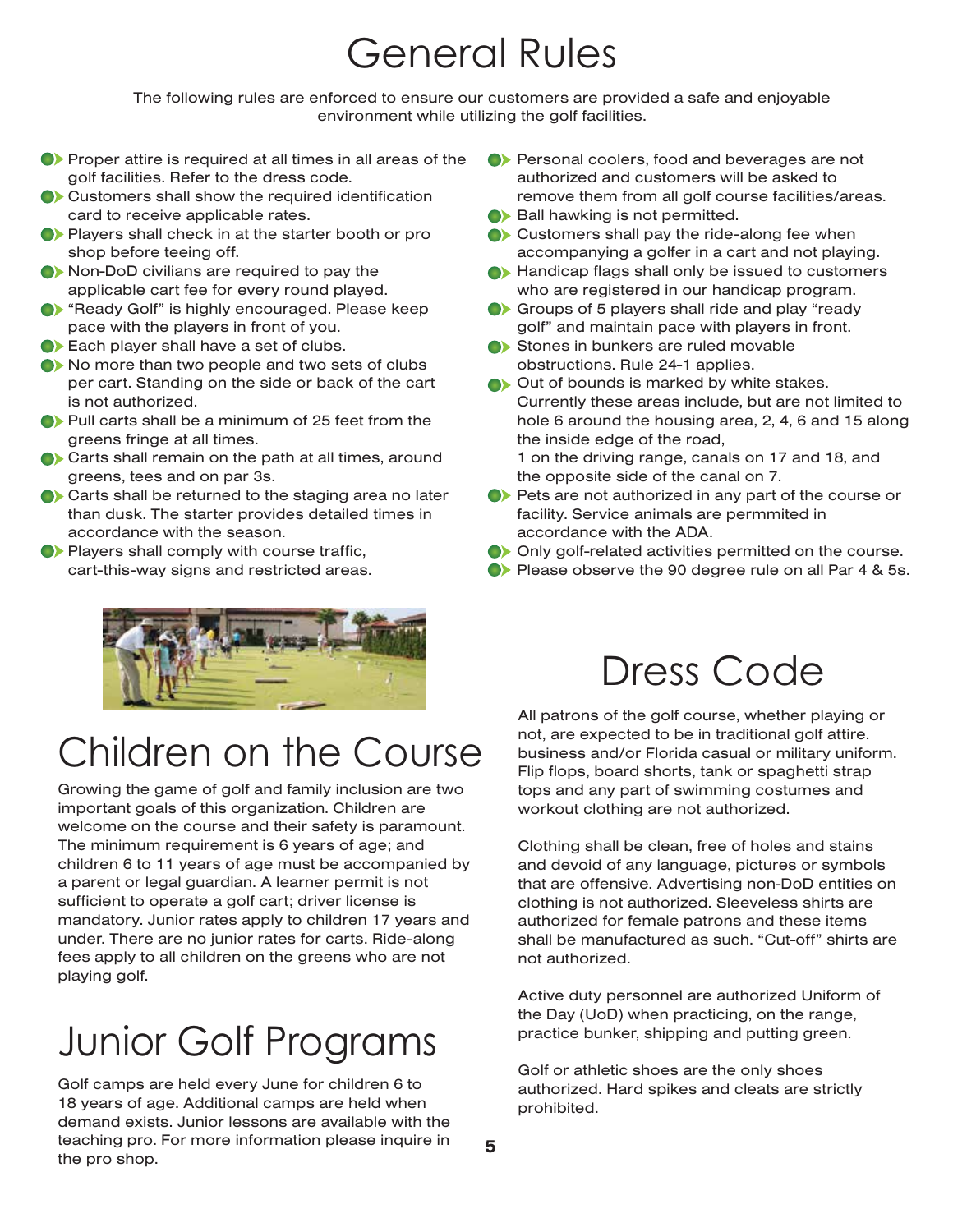# General Rules

The following rules are enforced to ensure our customers are provided a safe and enjoyable environment while utilizing the golf facilities.

- Proper attire is required at all times in all areas of the golf facilities. Refer to the dress code.
- Customers shall show the required identification card to receive applicable rates.
- Players shall check in at the starter booth or pro shop before teeing off.
- Non-DoD civilians are required to pay the applicable cart fee for every round played.
- "Ready Golf" is highly encouraged. Please keep pace with the players in front of you.
- Each player shall have a set of clubs.
- No more than two people and two sets of clubs per cart. Standing on the side or back of the cart is not authorized.
- Pull carts shall be a minimum of 25 feet from the greens fringe at all times.
- Carts shall remain on the path at all times, around greens, tees and on par 3s.
- Carts shall be returned to the staging area no later than dusk. The starter provides detailed times in accordance with the season.
- Players shall comply with course traffic, cart-this-way signs and restricted areas.
- Personal coolers, food and beverages are not authorized and customers will be asked to remove them from all golf course facilities/areas.
- Ball hawking is not permitted.
- Customers shall pay the ride-along fee when accompanying a golfer in a cart and not playing.
- Handicap flags shall only be issued to customers who are registered in our handicap program.
- Groups of 5 players shall ride and play "ready golf" and maintain pace with players in front.
- Stones in bunkers are ruled movable obstructions. Rule 24-1 applies.
- Out of bounds is marked by white stakes. Currently these areas include, but are not limited to hole 6 around the housing area, 2, 4, 6 and 15 along the inside edge of the road,  
  1 on the driving range, canals on 17 and 18, and the opposite side of the canal on 7.
- Pets are not authorized in any part of the course or facility. Service animals are permmited in accordance with the ADA.
- Only golf-related activities permitted on the course.
- Please observe the 90 degree rule on all Par 4 & 5s.

# Children on the Course

Growing the game of golf and family inclusion are two important goals of this organization. Children are welcome on the course and their safety is paramount. The minimum requirement is 6 years of age; and children 6 to 11 years of age must be accompanied by a parent or legal guardian. A learner permit is not sufficient to operate a golf cart; driver license is mandatory. Junior rates apply to children 17 years and under. There are no junior rates for carts. Ride-along fees apply to all children on the greens who are not playing golf.

# Junior Golf Programs

Golf camps are held every June for children 6 to 18 years of age. Additional camps are held when demand exists. Junior lessons are available with the teaching pro. For more information please inquire in the pro shop.

# Dress Code

All patrons of the golf course, whether playing or not, are expected to be in traditional golf attire. business and/or Florida casual or military uniform. Flip flops, board shorts, tank or spaghetti strap tops and any part of swimming costumes and workout clothing are not authorized.

Clothing shall be clean, free of holes and stains and devoid of any language, pictures or symbols that are offensive. Advertising non-DoD entities on clothing is not authorized. Sleeveless shirts are authorized for female patrons and these items shall be manufactured as such. "Cut-off" shirts are not authorized.

Active duty personnel are authorized Uniform of the Day (UoD) when practicing, on the range, practice bunker, shipping and putting green.

Golf or athletic shoes are the only shoes authorized. Hard spikes and cleats are strictly prohibited.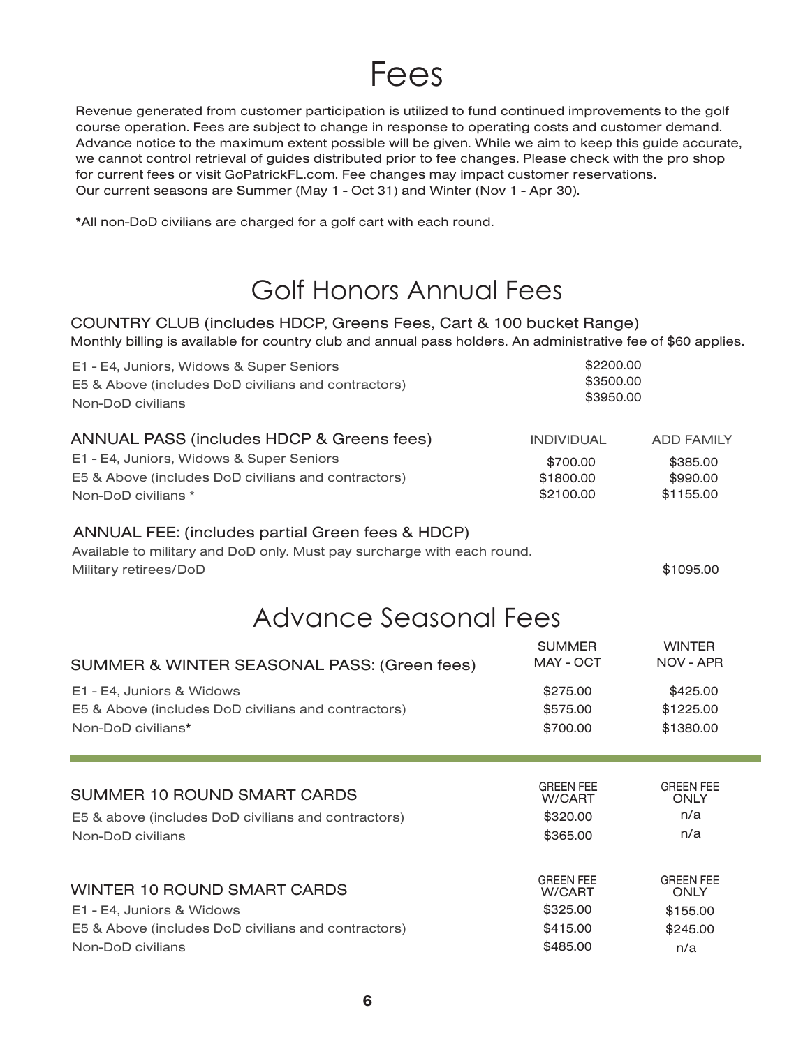# Fees

Revenue generated from customer participation is utilized to fund continued improvements to the golf course operation. Fees are subject to change in response to operating costs and customer demand. Advance notice to the maximum extent possible will be given. While we aim to keep this guide accurate, we cannot control retrieval of guides distributed prior to fee changes. Please check with the pro shop for current fees or visit GoPatrickFL.com. Fee changes may impact customer reservations. Our current seasons are Summer (May 1 - Oct 31) and Winter (Nov 1 - Apr 30).

**\***All non-DoD civilians are charged for a golf cart with each round.

# Golf Honors Annual Fees

### COUNTRY CLUB (includes HDCP, Greens Fees, Cart & 100 bucket Range)

Monthly billing is available for country club and annual pass holders. An administrative fee of $60 applies.

| | |
|---|---|
| E1 - E4, Juniors, Widows & Super Seniors | $2200.00 |
| E5 & Above (includes DoD civilians and contractors) | $3500.00 |
| Non-DoD civilians | $3950.00 |

### ANNUAL PASS (includes HDCP & Greens fees)

| | INDIVIDUAL | ADD FAMILY |
|---|---|---|
| E1 - E4, Juniors, Widows & Super Seniors | $700.00 | $385.00 |
| E5 & Above (includes DoD civilians and contractors) | $1800.00 | $990.00 |
| Non-DoD civilians * | $2100.00 | $1155.00 |

### ANNUAL FEE: (includes partial Green fees & HDCP)

Available to military and DoD only. Must pay surcharge with each round.

| | |
|---|---|
| Military retirees/DoD | $1095.00 |

# Advance Seasonal Fees

| SUMMER & WINTER SEASONAL PASS: (Green fees) | SUMMER MAY - OCT | WINTER NOV - APR |
|---|---|---|
| E1 - E4, Juniors & Widows | $275.00 | $425.00 |
| E5 & Above (includes DoD civilians and contractors) | $575.00 | $1225.00 |
| Non-DoD civilians* | $700.00 | $1380.00 |

| SUMMER 10 ROUND SMART CARDS | GREEN FEE W/CART | GREEN FEE ONLY |
|---|---|---|
| E5 & above (includes DoD civilians and contractors) | $320.00 | n/a |
| Non-DoD civilians | $365.00 | n/a |

| WINTER 10 ROUND SMART CARDS | GREEN FEE W/CART | GREEN FEE ONLY |
|---|---|---|
| E1 - E4, Juniors & Widows | $325.00 | $155.00 |
| E5 & Above (includes DoD civilians and contractors) | $415.00 | $245.00 |
| Non-DoD civilians | $485.00 | n/a |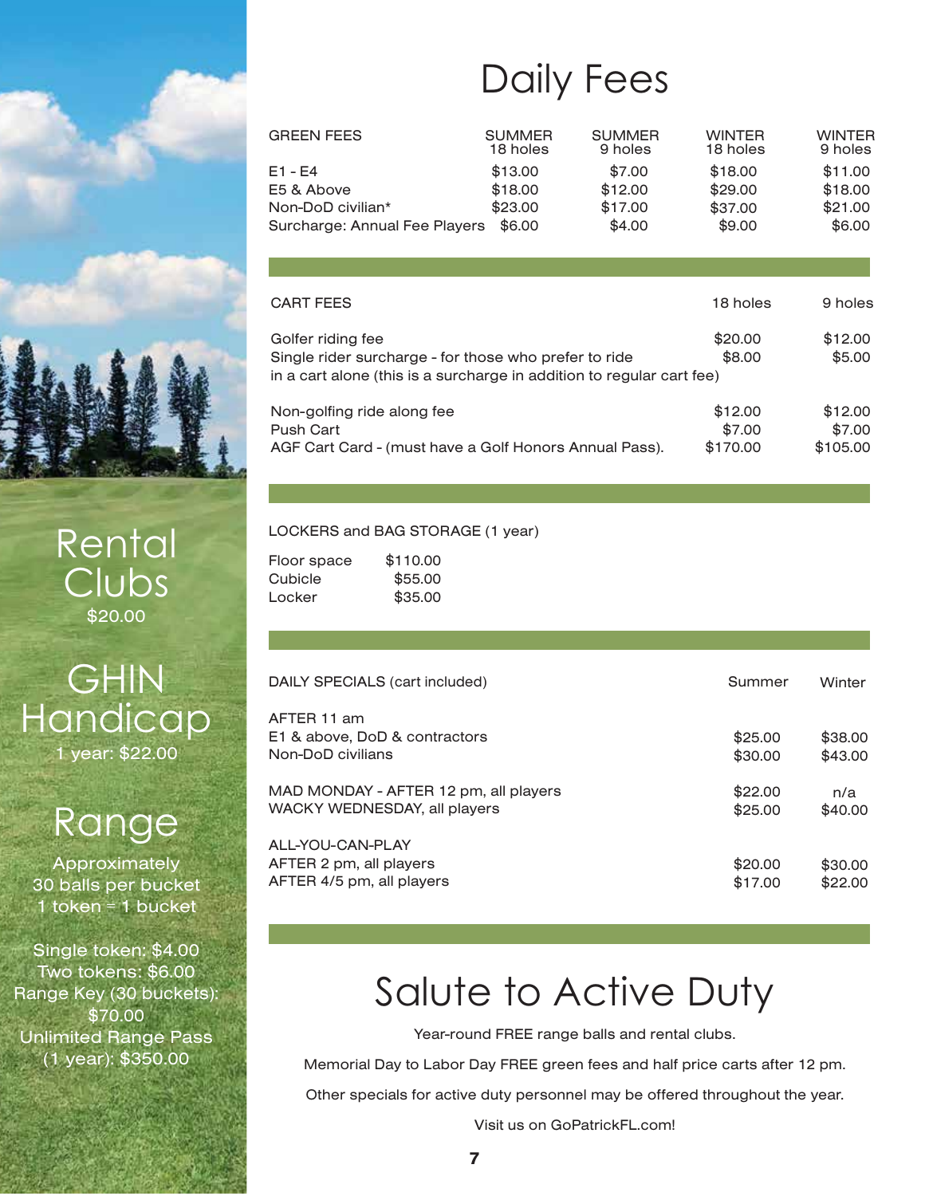# Daily Fees

| GREEN FEES | SUMMER 18 holes | SUMMER 9 holes | WINTER 18 holes | WINTER 9 holes |
|---|---|---|---|---|
| E1 - E4 | $13.00 | $7.00 | $18.00 | $11.00 |
| E5 & Above | $18.00 | $12.00 | $29.00 | $18.00 |
| Non-DoD civilian* | $23.00 | $17.00 | $37.00 | $21.00 |
| Surcharge: Annual Fee Players | $6.00 | $4.00 | $9.00 | $6.00 |

| CART FEES | 18 holes | 9 holes |
|---|---|---|
| Golfer riding fee | $20.00 | $12.00 |
| Single rider surcharge - for those who prefer to ride in a cart alone (this is a surcharge in addition to regular cart fee) | $8.00 | $5.00 |
| Non-golfing ride along fee | $12.00 | $12.00 |
| Push Cart | $7.00 | $7.00 |
| AGF Cart Card - (must have a Golf Honors Annual Pass). | $170.00 | $105.00 |

LOCKERS and BAG STORAGE (1 year)

| | |
|---|---|
| Floor space | $110.00 |
| Cubicle | $55.00 |
| Locker | $35.00 |

| DAILY SPECIALS (cart included) | Summer | Winter |
|---|---|---|
| AFTER 11 am | | |
| E1 & above, DoD & contractors | $25.00 | $38.00 |
| Non-DoD civilians | $30.00 | $43.00 |
| MAD MONDAY - AFTER 12 pm, all players | $22.00 | n/a |
| WACKY WEDNESDAY, all players | $25.00 | $40.00 |
| ALL-YOU-CAN-PLAY | | |
| AFTER 2 pm, all players | $20.00 | $30.00 |
| AFTER 4/5 pm, all players | $17.00 | $22.00 |

## Rental Clubs

$20.00

## GHIN Handicap

1 year: $22.00

## Range

Approximately 30 balls per bucket
1 token = 1 bucket

Single token: $4.00
Two tokens: $6.00
Range Key (30 buckets): $70.00
Unlimited Range Pass (1 year): $350.00

# Salute to Active Duty

Year-round FREE range balls and rental clubs.

Memorial Day to Labor Day FREE green fees and half price carts after 12 pm.

Other specials for active duty personnel may be offered throughout the year.

Visit us on GoPatrickFL.com!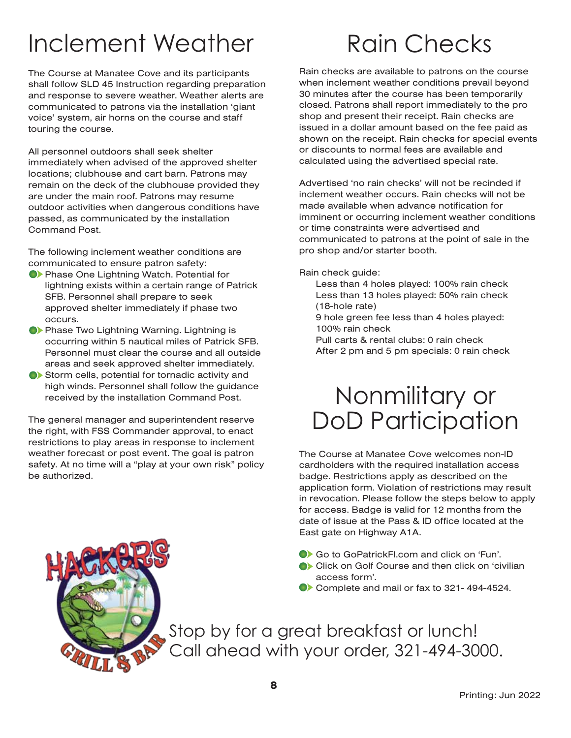# Inclement Weather

The Course at Manatee Cove and its participants shall follow SLD 45 Instruction regarding preparation and response to severe weather. Weather alerts are communicated to patrons via the installation 'giant voice' system, air horns on the course and staff touring the course.

All personnel outdoors shall seek shelter immediately when advised of the approved shelter locations; clubhouse and cart barn. Patrons may remain on the deck of the clubhouse provided they are under the main roof. Patrons may resume outdoor activities when dangerous conditions have passed, as communicated by the installation Command Post.

The following inclement weather conditions are communicated to ensure patron safety:

- Phase One Lightning Watch. Potential for lightning exists within a certain range of Patrick SFB. Personnel shall prepare to seek approved shelter immediately if phase two occurs.
- Phase Two Lightning Warning. Lightning is occurring within 5 nautical miles of Patrick SFB. Personnel must clear the course and all outside areas and seek approved shelter immediately.
- Storm cells, potential for tornadic activity and high winds. Personnel shall follow the guidance received by the installation Command Post.

The general manager and superintendent reserve the right, with FSS Commander approval, to enact restrictions to play areas in response to inclement weather forecast or post event. The goal is patron safety. At no time will a "play at your own risk" policy be authorized.

# Rain Checks

Rain checks are available to patrons on the course when inclement weather conditions prevail beyond 30 minutes after the course has been temporarily closed. Patrons shall report immediately to the pro shop and present their receipt. Rain checks are issued in a dollar amount based on the fee paid as shown on the receipt. Rain checks for special events or discounts to normal fees are available and calculated using the advertised special rate.

Advertised 'no rain checks' will not be recinded if inclement weather occurs. Rain checks will not be made available when advance notification for imminent or occurring inclement weather conditions or time constraints were advertised and communicated to patrons at the point of sale in the pro shop and/or starter booth.

Rain check guide:

Less than 4 holes played: 100% rain check
Less than 13 holes played: 50% rain check (18-hole rate)
9 hole green fee less than 4 holes played: 100% rain check
Pull carts & rental clubs: 0 rain check
After 2 pm and 5 pm specials: 0 rain check

# Nonmilitary or DoD Participation

The Course at Manatee Cove welcomes non-ID cardholders with the required installation access badge. Restrictions apply as described on the application form. Violation of restrictions may result in revocation. Please follow the steps below to apply for access. Badge is valid for 12 months from the date of issue at the Pass & ID office located at the East gate on Highway A1A.

- Go to GoPatrickFl.com and click on 'Fun'.
- Click on Golf Course and then click on 'civilian access form'.
- Complete and mail or fax to 321- 494-4524.

HACKERS GRILL & BAR

Stop by for a great breakfast or lunch!
Call ahead with your order, 321-494-3000.

Printing: Jun 2022